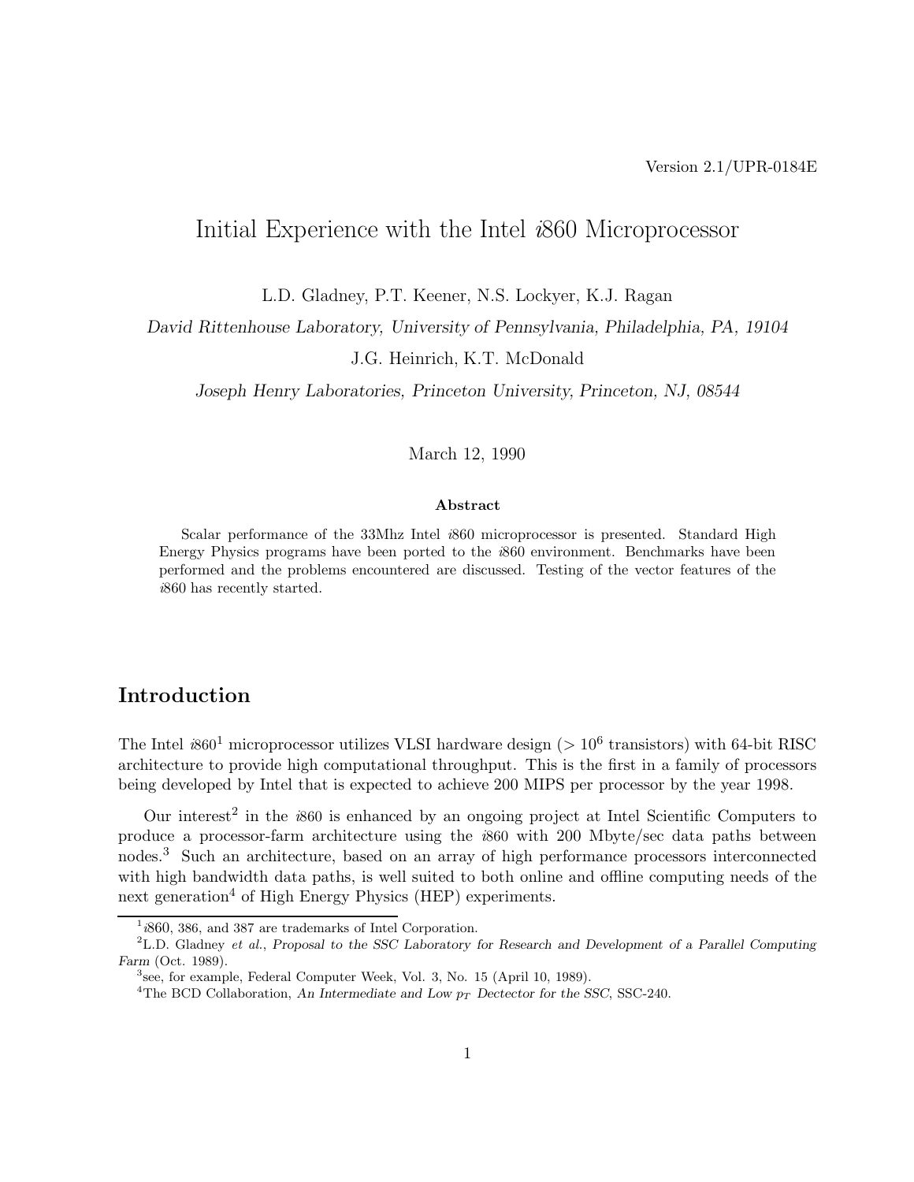Version 2.1/UPR-0184E

# Initial Experience with the Intel *i*860 Microprocessor

L.D. Gladney, P.T. Keener, N.S. Lockyer, K.J. Ragan

*David Rittenhouse Laboratory, University of Pennsylvania, Philadelphia, PA, 19104*

J.G. Heinrich, K.T. McDonald

*Joseph Henry Laboratories, Princeton University, Princeton, NJ, 08544*

March 12, 1990

### Abstract

Scalar performance of the 33Mhz Intel *i*860 microprocessor is presented. Standard High Energy Physics programs have been ported to the *i*860 environment. Benchmarks have been performed and the problems encountered are discussed. Testing of the vector features of the *i*860 has recently started.

## Introduction

The Intel *i*860[1] microprocessor utilizes VLSI hardware design ($> 10^6$ transistors) with 64-bit RISC architecture to provide high computational throughput. This is the first in a family of processors being developed by Intel that is expected to achieve 200 MIPS per processor by the year 1998.

Our interest[2] in the *i*860 is enhanced by an ongoing project at Intel Scientific Computers to produce a processor-farm architecture using the *i*860 with 200 Mbyte/sec data paths between nodes.[3] Such an architecture, based on an array of high performance processors interconnected with high bandwidth data paths, is well suited to both online and offline computing needs of the next generation[4] of High Energy Physics (HEP) experiments.

---

[1] *i*860, 386, and 387 are trademarks of Intel Corporation.

[2] L.D. Gladney *et al.*, *Proposal to the SSC Laboratory for Research and Development of a Parallel Computing Farm* (Oct. 1989).

[3] see, for example, Federal Computer Week, Vol. 3, No. 15 (April 10, 1989).

[4] The BCD Collaboration, *An Intermediate and Low $p_T$ Dectector for the SSC*, SSC-240.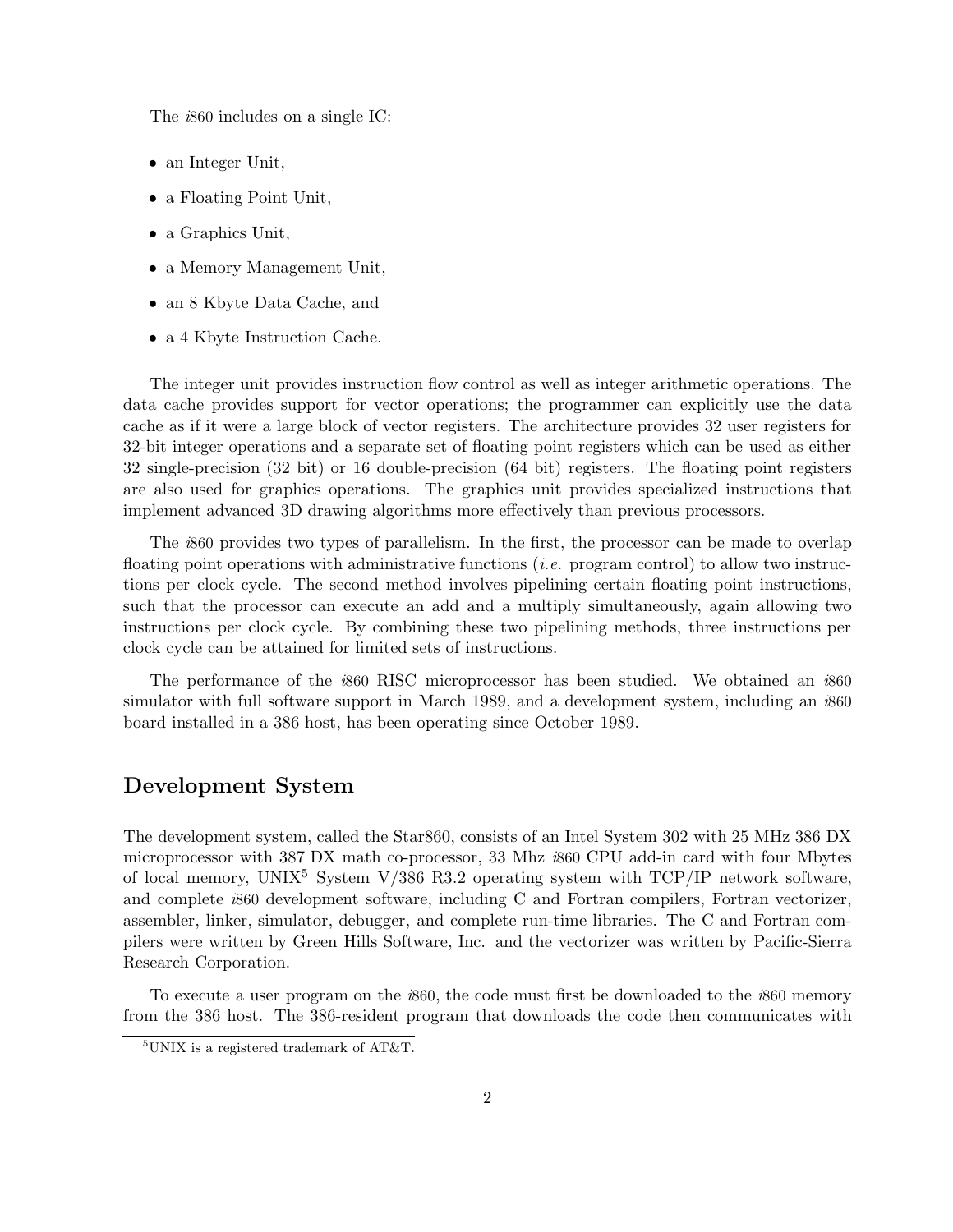The *i*860 includes on a single IC:

- an Integer Unit,
- a Floating Point Unit,
- a Graphics Unit,
- a Memory Management Unit,
- an 8 Kbyte Data Cache, and
- a 4 Kbyte Instruction Cache.

The integer unit provides instruction flow control as well as integer arithmetic operations. The data cache provides support for vector operations; the programmer can explicitly use the data cache as if it were a large block of vector registers. The architecture provides 32 user registers for 32-bit integer operations and a separate set of floating point registers which can be used as either 32 single-precision (32 bit) or 16 double-precision (64 bit) registers. The floating point registers are also used for graphics operations. The graphics unit provides specialized instructions that implement advanced 3D drawing algorithms more effectively than previous processors.

The *i*860 provides two types of parallelism. In the first, the processor can be made to overlap floating point operations with administrative functions (*i.e.* program control) to allow two instructions per clock cycle. The second method involves pipelining certain floating point instructions, such that the processor can execute an add and a multiply simultaneously, again allowing two instructions per clock cycle. By combining these two pipelining methods, three instructions per clock cycle can be attained for limited sets of instructions.

The performance of the *i*860 RISC microprocessor has been studied. We obtained an *i*860 simulator with full software support in March 1989, and a development system, including an *i*860 board installed in a 386 host, has been operating since October 1989.

## Development System

The development system, called the Star860, consists of an Intel System 302 with 25 MHz 386 DX microprocessor with 387 DX math co-processor, 33 Mhz *i*860 CPU add-in card with four Mbytes of local memory, UNIX[5] System V/386 R3.2 operating system with TCP/IP network software, and complete *i*860 development software, including C and Fortran compilers, Fortran vectorizer, assembler, linker, simulator, debugger, and complete run-time libraries. The C and Fortran compilers were written by Green Hills Software, Inc. and the vectorizer was written by Pacific-Sierra Research Corporation.

To execute a user program on the *i*860, the code must first be downloaded to the *i*860 memory from the 386 host. The 386-resident program that downloads the code then communicates with

[5] UNIX is a registered trademark of AT&T.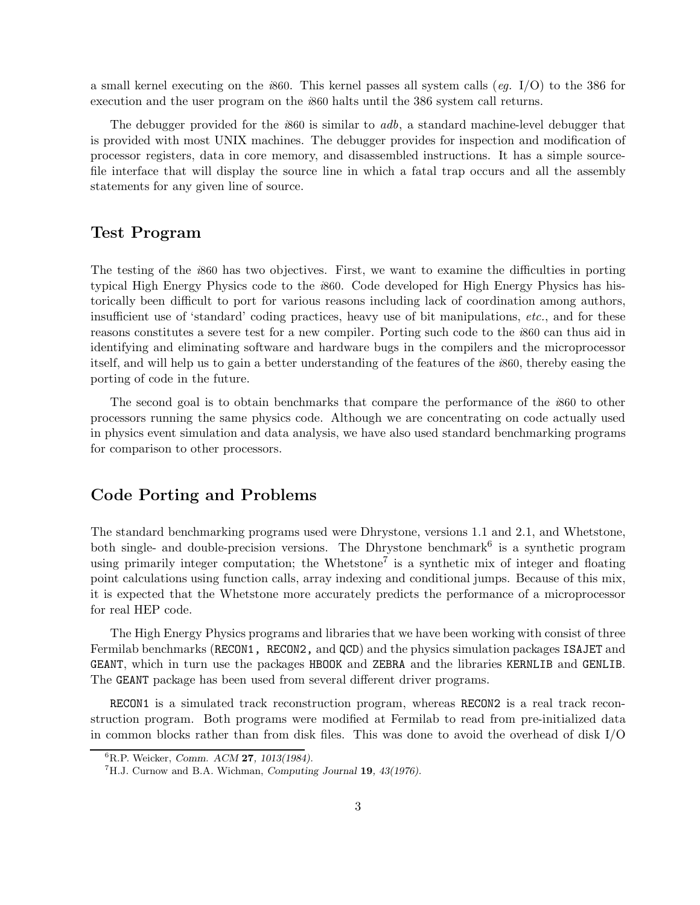a small kernel executing on the *i*860. This kernel passes all system calls (*eg.* I/O) to the 386 for execution and the user program on the *i*860 halts until the 386 system call returns.

The debugger provided for the *i*860 is similar to *adb*, a standard machine-level debugger that is provided with most UNIX machines. The debugger provides for inspection and modification of processor registers, data in core memory, and disassembled instructions. It has a simple source-file interface that will display the source line in which a fatal trap occurs and all the assembly statements for any given line of source.

## Test Program

The testing of the *i*860 has two objectives. First, we want to examine the difficulties in porting typical High Energy Physics code to the *i*860. Code developed for High Energy Physics has historically been difficult to port for various reasons including lack of coordination among authors, insufficient use of 'standard' coding practices, heavy use of bit manipulations, *etc.*, and for these reasons constitutes a severe test for a new compiler. Porting such code to the *i*860 can thus aid in identifying and eliminating software and hardware bugs in the compilers and the microprocessor itself, and will help us to gain a better understanding of the features of the *i*860, thereby easing the porting of code in the future.

The second goal is to obtain benchmarks that compare the performance of the *i*860 to other processors running the same physics code. Although we are concentrating on code actually used in physics event simulation and data analysis, we have also used standard benchmarking programs for comparison to other processors.

## Code Porting and Problems

The standard benchmarking programs used were Dhrystone, versions 1.1 and 2.1, and Whetstone, both single- and double-precision versions. The Dhrystone benchmark[6] is a synthetic program using primarily integer computation; the Whetstone[7] is a synthetic mix of integer and floating point calculations using function calls, array indexing and conditional jumps. Because of this mix, it is expected that the Whetstone more accurately predicts the performance of a microprocessor for real HEP code.

The High Energy Physics programs and libraries that we have been working with consist of three Fermilab benchmarks (`RECON1`, `RECON2`, and `QCD`) and the physics simulation packages `ISAJET` and `GEANT`, which in turn use the packages `HBOOK` and `ZEBRA` and the libraries `KERNLIB` and `GENLIB`. The `GEANT` package has been used from several different driver programs.

`RECON1` is a simulated track reconstruction program, whereas `RECON2` is a real track reconstruction program. Both programs were modified at Fermilab to read from pre-initialized data in common blocks rather than from disk files. This was done to avoid the overhead of disk I/O

[6] R.P. Weicker, *Comm. ACM* **27**, *1013(1984).*

[7] H.J. Curnow and B.A. Wichman, *Computing Journal* **19**, *43(1976).*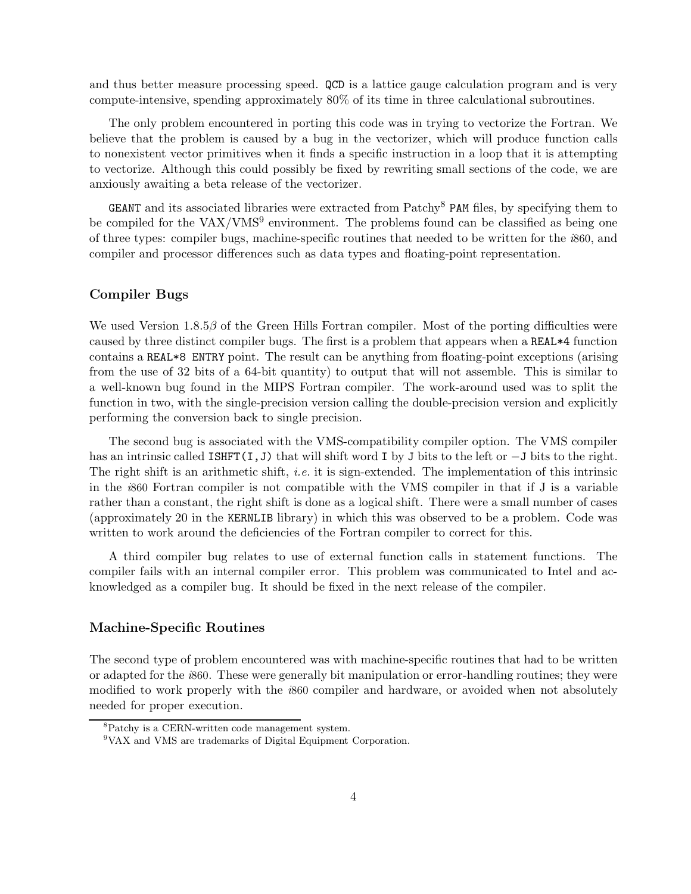and thus better measure processing speed. `QCD` is a lattice gauge calculation program and is very compute-intensive, spending approximately 80% of its time in three calculational subroutines.

The only problem encountered in porting this code was in trying to vectorize the Fortran. We believe that the problem is caused by a bug in the vectorizer, which will produce function calls to nonexistent vector primitives when it finds a specific instruction in a loop that it is attempting to vectorize. Although this could possibly be fixed by rewriting small sections of the code, we are anxiously awaiting a beta release of the vectorizer.

`GEANT` and its associated libraries were extracted from Patchy[8] `PAM` files, by specifying them to be compiled for the VAX/VMS[9] environment. The problems found can be classified as being one of three types: compiler bugs, machine-specific routines that needed to be written for the *i*860, and compiler and processor differences such as data types and floating-point representation.

### Compiler Bugs

We used Version 1.8.5$\beta$ of the Green Hills Fortran compiler. Most of the porting difficulties were caused by three distinct compiler bugs. The first is a problem that appears when a `REAL*4` function contains a `REAL*8 ENTRY` point. The result can be anything from floating-point exceptions (arising from the use of 32 bits of a 64-bit quantity) to output that will not assemble. This is similar to a well-known bug found in the MIPS Fortran compiler. The work-around used was to split the function in two, with the single-precision version calling the double-precision version and explicitly performing the conversion back to single precision.

The second bug is associated with the VMS-compatibility compiler option. The VMS compiler has an intrinsic called `ISHFT(I,J)` that will shift word `I` by `J` bits to the left or $-$`J` bits to the right. The right shift is an arithmetic shift, *i.e.* it is sign-extended. The implementation of this intrinsic in the *i*860 Fortran compiler is not compatible with the VMS compiler in that if J is a variable rather than a constant, the right shift is done as a logical shift. There were a small number of cases (approximately 20 in the `KERNLIB` library) in which this was observed to be a problem. Code was written to work around the deficiencies of the Fortran compiler to correct for this.

A third compiler bug relates to use of external function calls in statement functions. The compiler fails with an internal compiler error. This problem was communicated to Intel and acknowledged as a compiler bug. It should be fixed in the next release of the compiler.

### Machine-Specific Routines

The second type of problem encountered was with machine-specific routines that had to be written or adapted for the *i*860. These were generally bit manipulation or error-handling routines; they were modified to work properly with the *i*860 compiler and hardware, or avoided when not absolutely needed for proper execution.

---

[8] Patchy is a CERN-written code management system.

[9] VAX and VMS are trademarks of Digital Equipment Corporation.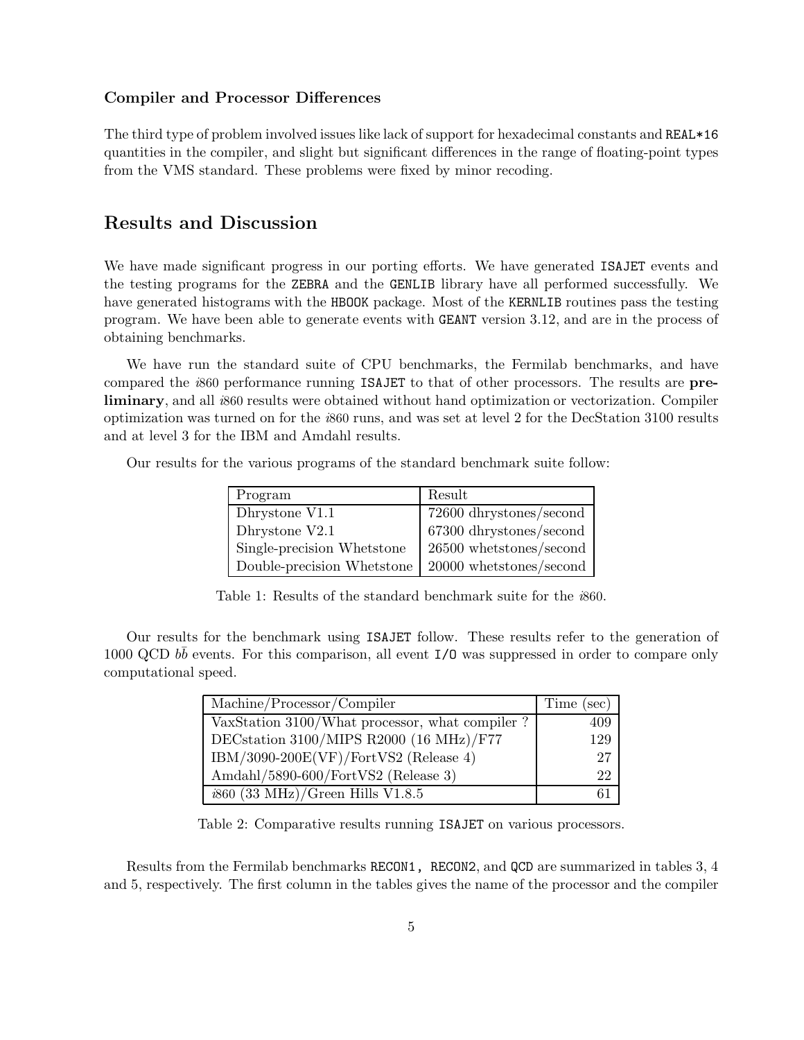### Compiler and Processor Differences

The third type of problem involved issues like lack of support for hexadecimal constants and REAL*16 quantities in the compiler, and slight but significant differences in the range of floating-point types from the VMS standard. These problems were fixed by minor recoding.

## Results and Discussion

We have made significant progress in our porting efforts. We have generated ISAJET events and the testing programs for the ZEBRA and the GENLIB library have all performed successfully. We have generated histograms with the HBOOK package. Most of the KERNLIB routines pass the testing program. We have been able to generate events with GEANT version 3.12, and are in the process of obtaining benchmarks.

We have run the standard suite of CPU benchmarks, the Fermilab benchmarks, and have compared the *i*860 performance running ISAJET to that of other processors. The results are **preliminary**, and all *i*860 results were obtained without hand optimization or vectorization. Compiler optimization was turned on for the *i*860 runs, and was set at level 2 for the DecStation 3100 results and at level 3 for the IBM and Amdahl results.

Our results for the various programs of the standard benchmark suite follow:

| Program | Result |
|---|---|
| Dhrystone V1.1 | 72600 dhrystones/second |
| Dhrystone V2.1 | 67300 dhrystones/second |
| Single-precision Whetstone | 26500 whetstones/second |
| Double-precision Whetstone | 20000 whetstones/second |

Table 1: Results of the standard benchmark suite for the *i*860.

Our results for the benchmark using ISAJET follow. These results refer to the generation of 1000 QCD $b\bar{b}$ events. For this comparison, all event I/O was suppressed in order to compare only computational speed.

| Machine/Processor/Compiler | Time (sec) |
|---|---|
| VaxStation 3100/What processor, what compiler ? | 409 |
| DECstation 3100/MIPS R2000 (16 MHz)/F77 | 129 |
| IBM/3090-200E(VF)/FortVS2 (Release 4) | 27 |
| Amdahl/5890-600/FortVS2 (Release 3) | 22 |
| *i*860 (33 MHz)/Green Hills V1.8.5 | 61 |

Table 2: Comparative results running ISAJET on various processors.

Results from the Fermilab benchmarks RECON1, RECON2, and QCD are summarized in tables 3, 4 and 5, respectively. The first column in the tables gives the name of the processor and the compiler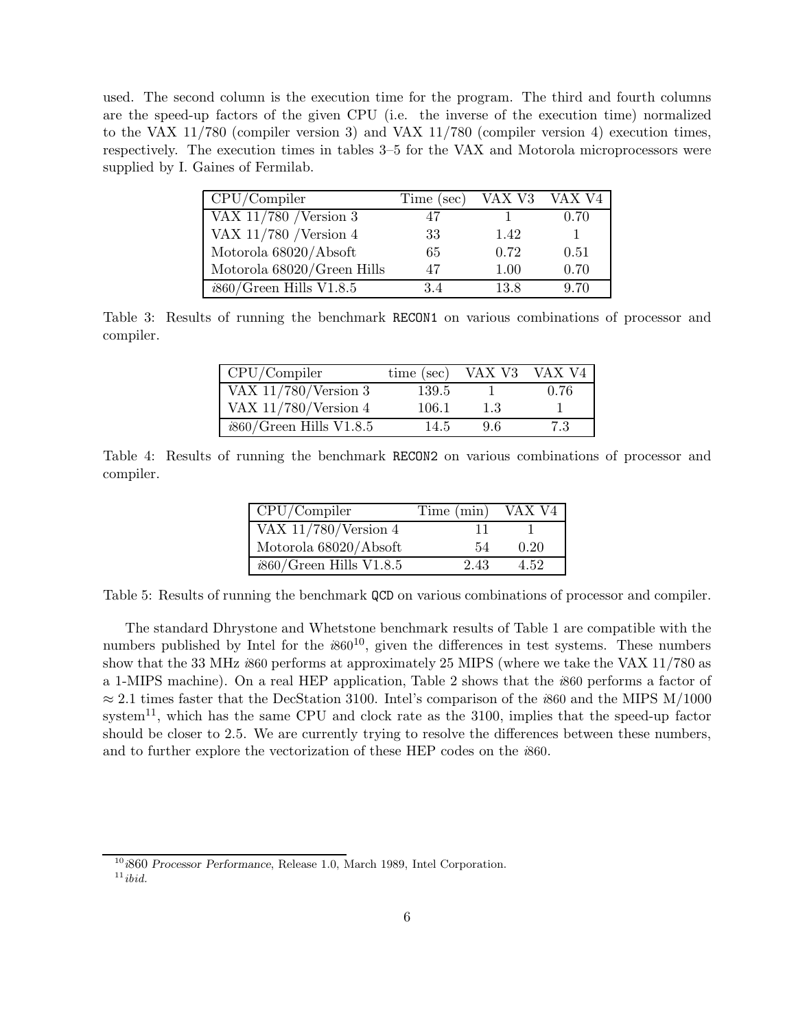used. The second column is the execution time for the program. The third and fourth columns are the speed-up factors of the given CPU (i.e. the inverse of the execution time) normalized to the VAX 11/780 (compiler version 3) and VAX 11/780 (compiler version 4) execution times, respectively. The execution times in tables 3–5 for the VAX and Motorola microprocessors were supplied by I. Gaines of Fermilab.

| CPU/Compiler | Time (sec) | VAX V3 | VAX V4 |
|---|---|---|---|
| VAX 11/780 /Version 3 | 47 | 1 | 0.70 |
| VAX 11/780 /Version 4 | 33 | 1.42 | 1 |
| Motorola 68020/Absoft | 65 | 0.72 | 0.51 |
| Motorola 68020/Green Hills | 47 | 1.00 | 0.70 |
| *i*860/Green Hills V1.8.5 | 3.4 | 13.8 | 9.70 |

Table 3: Results of running the benchmark `RECON1` on various combinations of processor and compiler.

| CPU/Compiler | time (sec) | VAX V3 | VAX V4 |
|---|---|---|---|
| VAX 11/780/Version 3 | 139.5 | 1 | 0.76 |
| VAX 11/780/Version 4 | 106.1 | 1.3 | 1 |
| *i*860/Green Hills V1.8.5 | 14.5 | 9.6 | 7.3 |

Table 4: Results of running the benchmark `RECON2` on various combinations of processor and compiler.

| CPU/Compiler | Time (min) | VAX V4 |
|---|---|---|
| VAX 11/780/Version 4 | 11 | 1 |
| Motorola 68020/Absoft | 54 | 0.20 |
| *i*860/Green Hills V1.8.5 | 2.43 | 4.52 |

Table 5: Results of running the benchmark `QCD` on various combinations of processor and compiler.

The standard Dhrystone and Whetstone benchmark results of Table 1 are compatible with the numbers published by Intel for the *i*860[10], given the differences in test systems. These numbers show that the 33 MHz *i*860 performs at approximately 25 MIPS (where we take the VAX 11/780 as a 1-MIPS machine). On a real HEP application, Table 2 shows that the *i*860 performs a factor of $\approx 2.1$ times faster that the DecStation 3100. Intel's comparison of the *i*860 and the MIPS M/1000 system[11], which has the same CPU and clock rate as the 3100, implies that the speed-up factor should be closer to 2.5. We are currently trying to resolve the differences between these numbers, and to further explore the vectorization of these HEP codes on the *i*860.

[10] *i860 Processor Performance*, Release 1.0, March 1989, Intel Corporation.

[11] *ibid.*